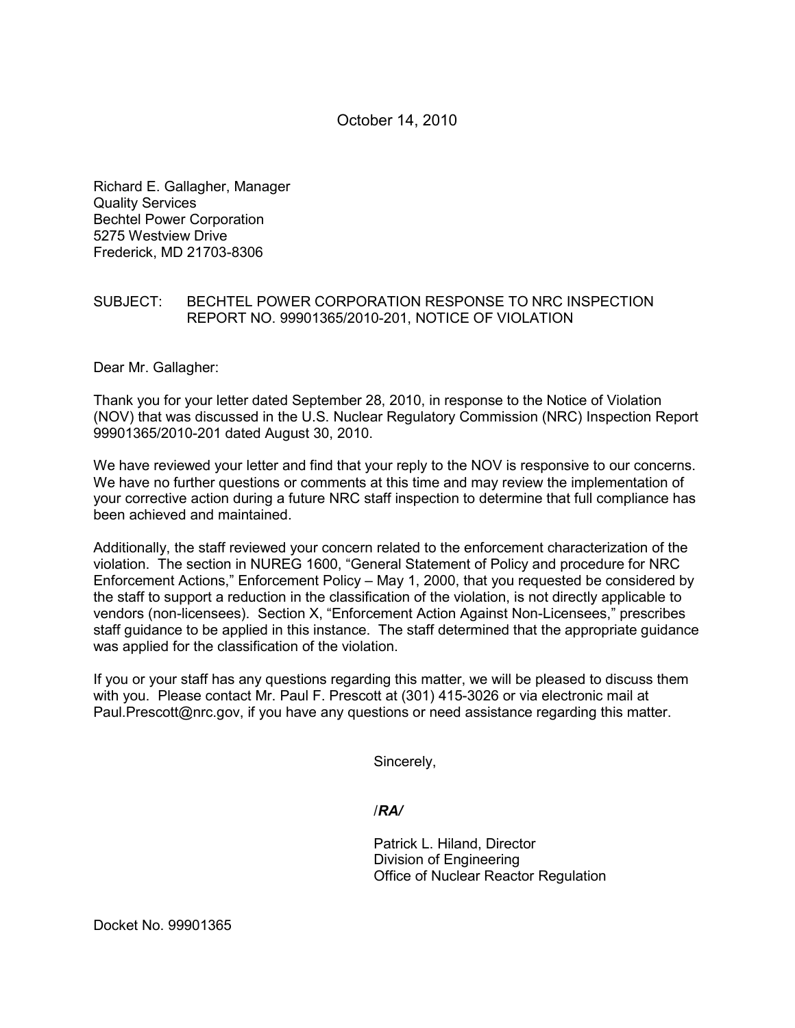October 14, 2010

Richard E. Gallagher, Manager
Quality Services
Bechtel Power Corporation
5275 Westview Drive
Frederick, MD 21703-8306

SUBJECT: BECHTEL POWER CORPORATION RESPONSE TO NRC INSPECTION REPORT NO. 99901365/2010-201, NOTICE OF VIOLATION

Dear Mr. Gallagher:

Thank you for your letter dated September 28, 2010, in response to the Notice of Violation (NOV) that was discussed in the U.S. Nuclear Regulatory Commission (NRC) Inspection Report 99901365/2010-201 dated August 30, 2010.

We have reviewed your letter and find that your reply to the NOV is responsive to our concerns. We have no further questions or comments at this time and may review the implementation of your corrective action during a future NRC staff inspection to determine that full compliance has been achieved and maintained.

Additionally, the staff reviewed your concern related to the enforcement characterization of the violation. The section in NUREG 1600, "General Statement of Policy and procedure for NRC Enforcement Actions," Enforcement Policy – May 1, 2000, that you requested be considered by the staff to support a reduction in the classification of the violation, is not directly applicable to vendors (non-licensees). Section X, "Enforcement Action Against Non-Licensees," prescribes staff guidance to be applied in this instance. The staff determined that the appropriate guidance was applied for the classification of the violation.

If you or your staff has any questions regarding this matter, we will be pleased to discuss them with you. Please contact Mr. Paul F. Prescott at (301) 415-3026 or via electronic mail at Paul.Prescott@nrc.gov, if you have any questions or need assistance regarding this matter.

Sincerely,

/***RA***/

Patrick L. Hiland, Director
Division of Engineering
Office of Nuclear Reactor Regulation

Docket No. 99901365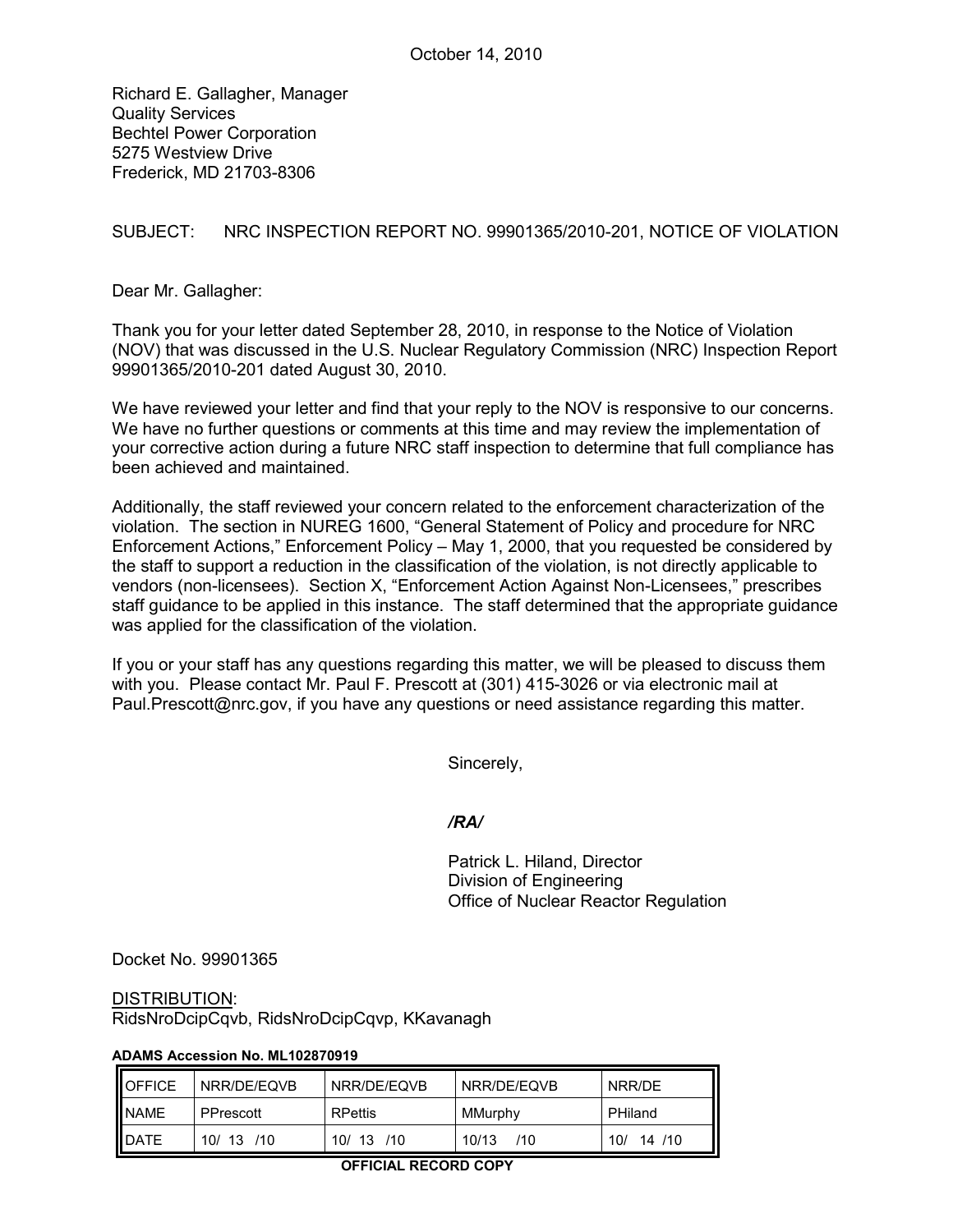October 14, 2010

Richard E. Gallagher, Manager
Quality Services
Bechtel Power Corporation
5275 Westview Drive
Frederick, MD 21703-8306

SUBJECT: NRC INSPECTION REPORT NO. 99901365/2010-201, NOTICE OF VIOLATION

Dear Mr. Gallagher:

Thank you for your letter dated September 28, 2010, in response to the Notice of Violation (NOV) that was discussed in the U.S. Nuclear Regulatory Commission (NRC) Inspection Report 99901365/2010-201 dated August 30, 2010.

We have reviewed your letter and find that your reply to the NOV is responsive to our concerns. We have no further questions or comments at this time and may review the implementation of your corrective action during a future NRC staff inspection to determine that full compliance has been achieved and maintained.

Additionally, the staff reviewed your concern related to the enforcement characterization of the violation. The section in NUREG 1600, "General Statement of Policy and procedure for NRC Enforcement Actions," Enforcement Policy – May 1, 2000, that you requested be considered by the staff to support a reduction in the classification of the violation, is not directly applicable to vendors (non-licensees). Section X, "Enforcement Action Against Non-Licensees," prescribes staff guidance to be applied in this instance. The staff determined that the appropriate guidance was applied for the classification of the violation.

If you or your staff has any questions regarding this matter, we will be pleased to discuss them with you. Please contact Mr. Paul F. Prescott at (301) 415-3026 or via electronic mail at Paul.Prescott@nrc.gov, if you have any questions or need assistance regarding this matter.

Sincerely,

*/RA/*

Patrick L. Hiland, Director
Division of Engineering
Office of Nuclear Reactor Regulation

Docket No. 99901365

DISTRIBUTION:
RidsNroDcipCqvb, RidsNroDcipCqvp, KKavanagh

**ADAMS Accession No. ML102870919**

| OFFICE | NRR/DE/EQVB | NRR/DE/EQVB | NRR/DE/EQVB | NRR/DE |
|---|---|---|---|---|
| NAME | PPrescott | RPettis | MMurphy | PHiland |
| DATE | 10/ 13 /10 | 10/ 13 /10 | 10/13 /10 | 10/ 14 /10 |

**OFFICIAL RECORD COPY**